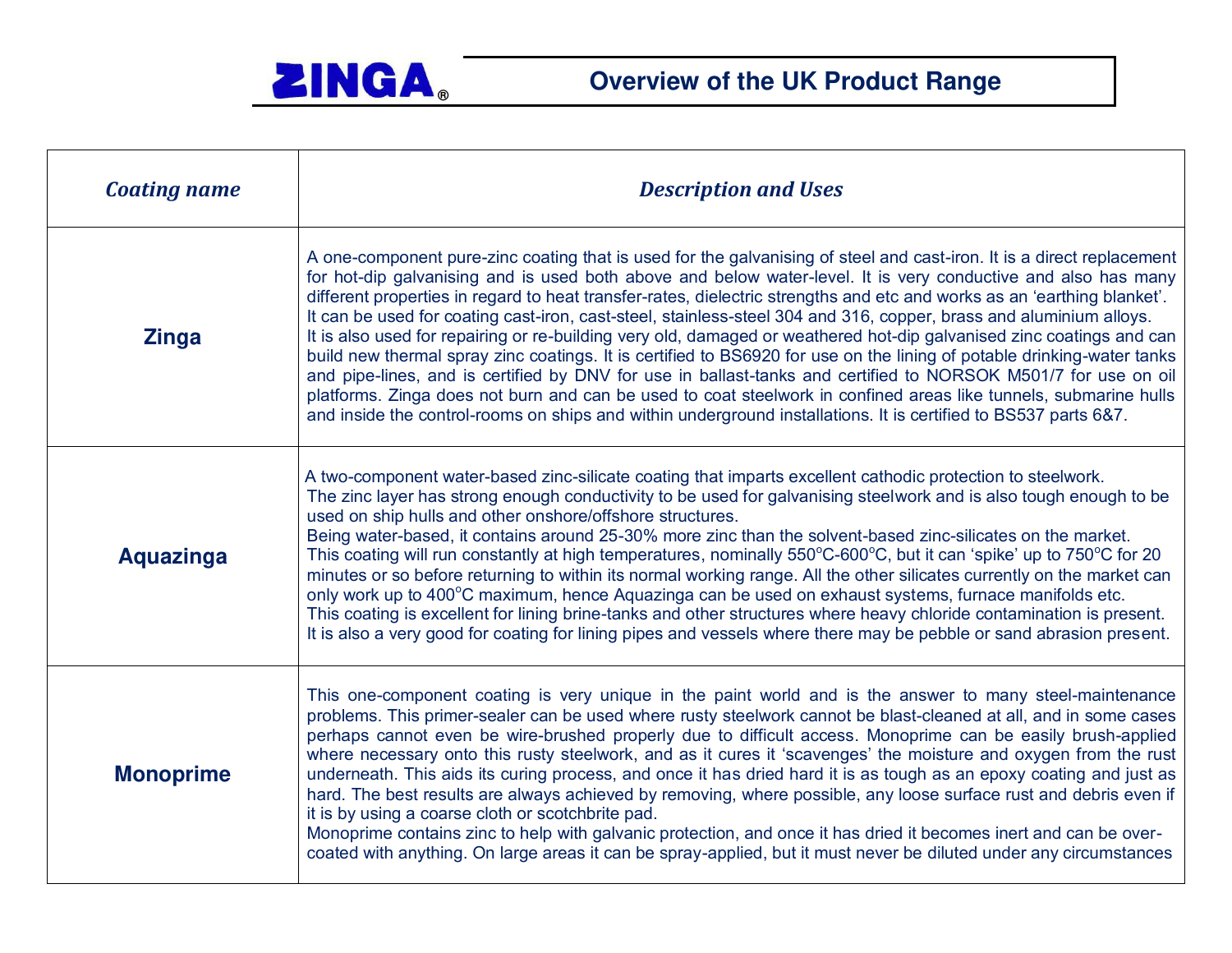# ZINGA®

## Overview of the UK Product Range

| *Coating name* | *Description and Uses* |
| --- | --- |
| **Zinga** | A one-component pure-zinc coating that is used for the galvanising of steel and cast-iron. It is a direct replacement for hot-dip galvanising and is used both above and below water-level. It is very conductive and also has many different properties in regard to heat transfer-rates, dielectric strengths and etc and works as an 'earthing blanket'. It can be used for coating cast-iron, cast-steel, stainless-steel 304 and 316, copper, brass and aluminium alloys. It is also used for repairing or re-building very old, damaged or weathered hot-dip galvanised zinc coatings and can build new thermal spray zinc coatings. It is certified to BS6920 for use on the lining of potable drinking-water tanks and pipe-lines, and is certified by DNV for use in ballast-tanks and certified to NORSOK M501/7 for use on oil platforms. Zinga does not burn and can be used to coat steelwork in confined areas like tunnels, submarine hulls and inside the control-rooms on ships and within underground installations. It is certified to BS537 parts 6&7. |
| **Aquazinga** | A two-component water-based zinc-silicate coating that imparts excellent cathodic protection to steelwork. The zinc layer has strong enough conductivity to be used for galvanising steelwork and is also tough enough to be used on ship hulls and other onshore/offshore structures. Being water-based, it contains around 25-30% more zinc than the solvent-based zinc-silicates on the market. This coating will run constantly at high temperatures, nominally 550°C-600°C, but it can 'spike' up to 750°C for 20 minutes or so before returning to within its normal working range. All the other silicates currently on the market can only work up to 400°C maximum, hence Aquazinga can be used on exhaust systems, furnace manifolds etc. This coating is excellent for lining brine-tanks and other structures where heavy chloride contamination is present. It is also a very good for coating for lining pipes and vessels where there may be pebble or sand abrasion present. |
| **Monoprime** | This one-component coating is very unique in the paint world and is the answer to many steel-maintenance problems. This primer-sealer can be used where rusty steelwork cannot be blast-cleaned at all, and in some cases perhaps cannot even be wire-brushed properly due to difficult access. Monoprime can be easily brush-applied where necessary onto this rusty steelwork, and as it cures it 'scavenges' the moisture and oxygen from the rust underneath. This aids its curing process, and once it has dried hard it is as tough as an epoxy coating and just as hard. The best results are always achieved by removing, where possible, any loose surface rust and debris even if it is by using a coarse cloth or scotchbrite pad. Monoprime contains zinc to help with galvanic protection, and once it has dried it becomes inert and can be over-coated with anything. On large areas it can be spray-applied, but it must never be diluted under any circumstances |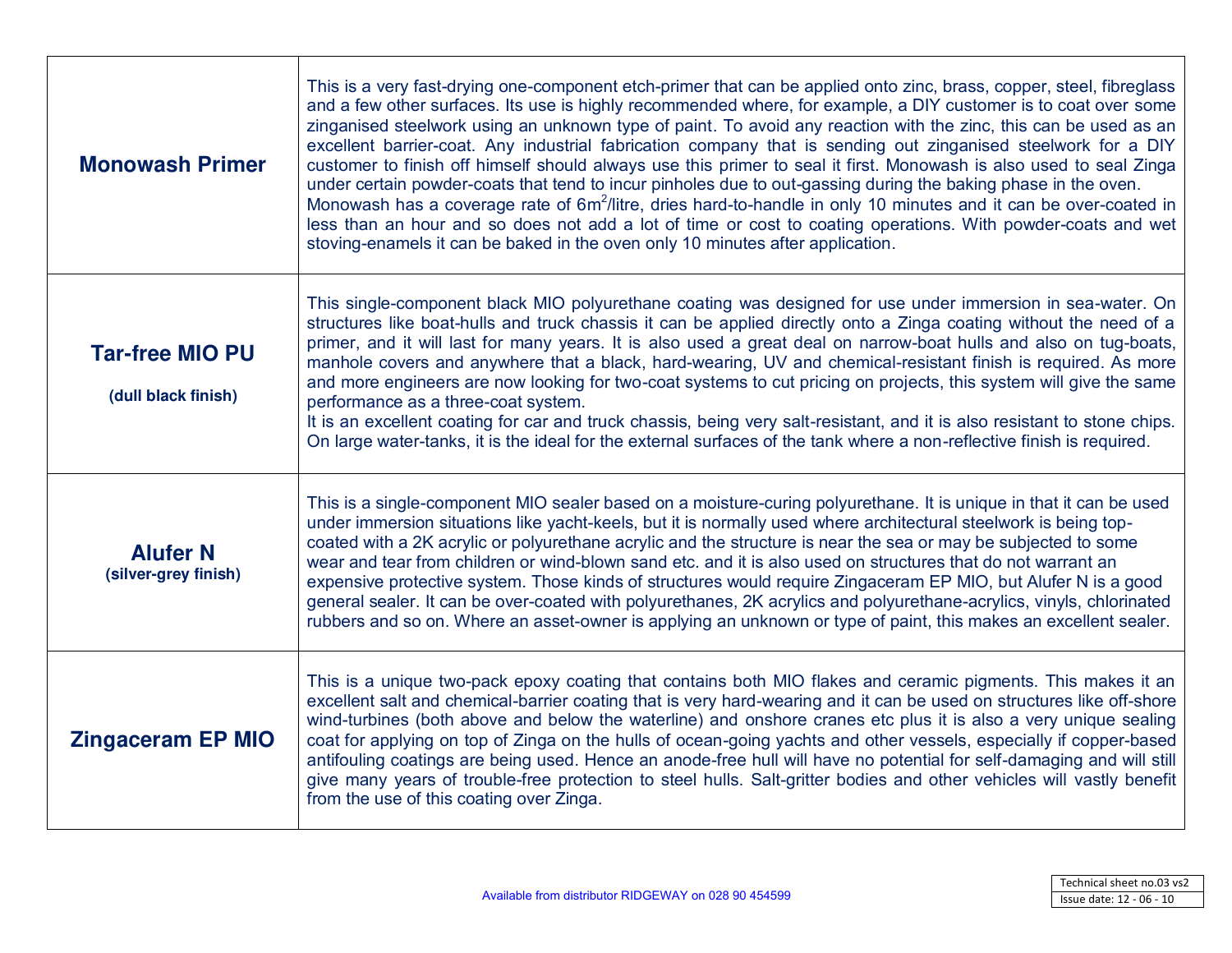| | |
|---|---|
| **Monowash Primer** | This is a very fast-drying one-component etch-primer that can be applied onto zinc, brass, copper, steel, fibreglass and a few other surfaces. Its use is highly recommended where, for example, a DIY customer is to coat over some zinganised steelwork using an unknown type of paint. To avoid any reaction with the zinc, this can be used as an excellent barrier-coat. Any industrial fabrication company that is sending out zinganised steelwork for a DIY customer to finish off himself should always use this primer to seal it first. Monowash is also used to seal Zinga under certain powder-coats that tend to incur pinholes due to out-gassing during the baking phase in the oven. Monowash has a coverage rate of $6m^2$/litre, dries hard-to-handle in only 10 minutes and it can be over-coated in less than an hour and so does not add a lot of time or cost to coating operations. With powder-coats and wet stoving-enamels it can be baked in the oven only 10 minutes after application. |
| **Tar-free MIO PU**<br><br>**(dull black finish)** | This single-component black MIO polyurethane coating was designed for use under immersion in sea-water. On structures like boat-hulls and truck chassis it can be applied directly onto a Zinga coating without the need of a primer, and it will last for many years. It is also used a great deal on narrow-boat hulls and also on tug-boats, manhole covers and anywhere that a black, hard-wearing, UV and chemical-resistant finish is required. As more and more engineers are now looking for two-coat systems to cut pricing on projects, this system will give the same performance as a three-coat system.<br>It is an excellent coating for car and truck chassis, being very salt-resistant, and it is also resistant to stone chips. On large water-tanks, it is the ideal for the external surfaces of the tank where a non-reflective finish is required. |
| **Alufer N**<br>**(silver-grey finish)** | This is a single-component MIO sealer based on a moisture-curing polyurethane. It is unique in that it can be used under immersion situations like yacht-keels, but it is normally used where architectural steelwork is being top-coated with a 2K acrylic or polyurethane acrylic and the structure is near the sea or may be subjected to some wear and tear from children or wind-blown sand etc. and it is also used on structures that do not warrant an expensive protective system. Those kinds of structures would require Zingaceram EP MIO, but Alufer N is a good general sealer. It can be over-coated with polyurethanes, 2K acrylics and polyurethane-acrylics, vinyls, chlorinated rubbers and so on. Where an asset-owner is applying an unknown or type of paint, this makes an excellent sealer. |
| **Zingaceram EP MIO** | This is a unique two-pack epoxy coating that contains both MIO flakes and ceramic pigments. This makes it an excellent salt and chemical-barrier coating that is very hard-wearing and it can be used on structures like off-shore wind-turbines (both above and below the waterline) and onshore cranes etc plus it is also a very unique sealing coat for applying on top of Zinga on the hulls of ocean-going yachts and other vessels, especially if copper-based antifouling coatings are being used. Hence an anode-free hull will have no potential for self-damaging and will still give many years of trouble-free protection to steel hulls. Salt-gritter bodies and other vehicles will vastly benefit from the use of this coating over Zinga. |

Available from distributor RIDGEWAY on 028 90 454599

| |
|---|
| Technical sheet no.03 vs2 |
| Issue date: 12 - 06 - 10 |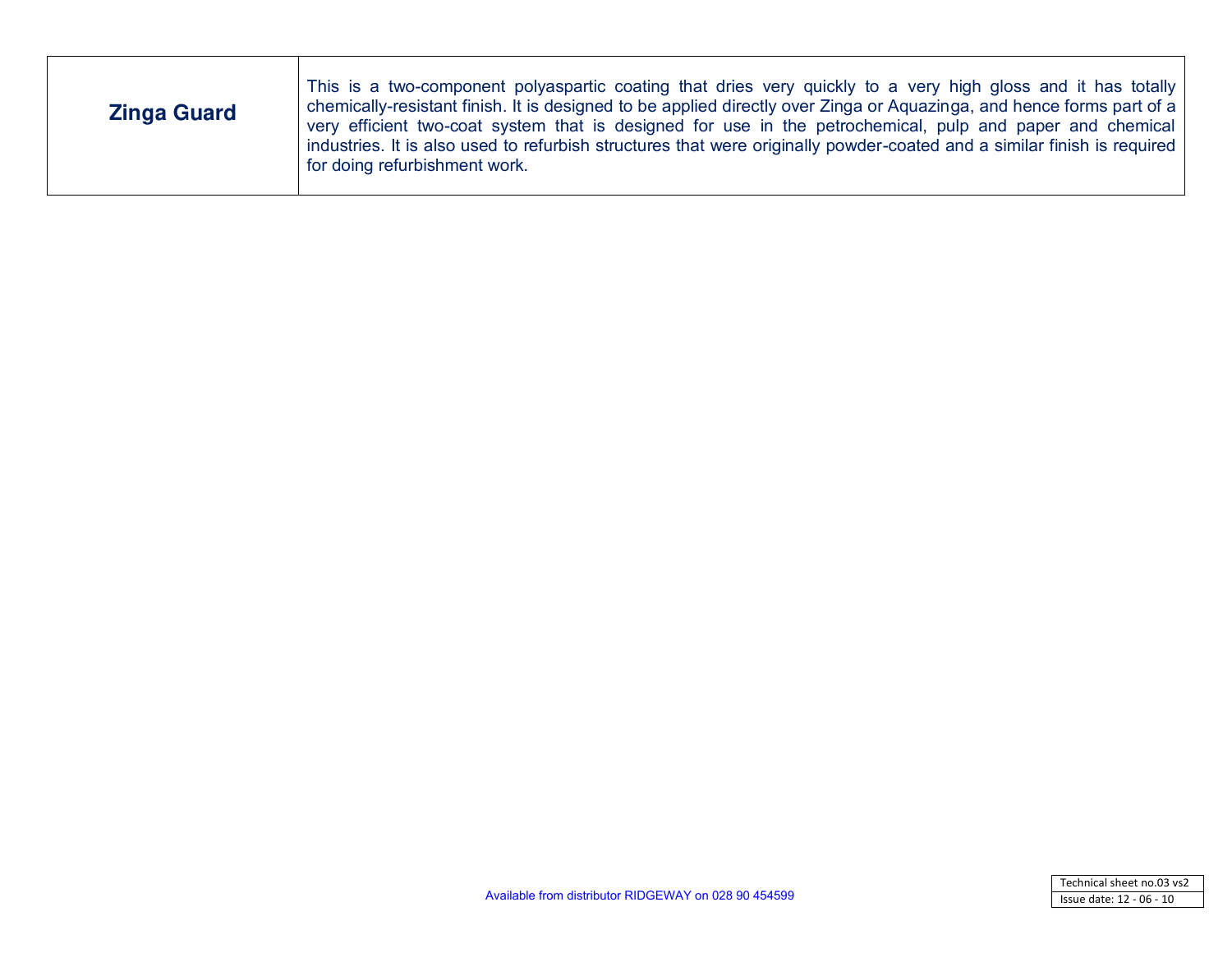| | |
|---|---|
| **Zinga Guard** | This is a two-component polyaspartic coating that dries very quickly to a very high gloss and it has totally chemically-resistant finish. It is designed to be applied directly over Zinga or Aquazinga, and hence forms part of a very efficient two-coat system that is designed for use in the petrochemical, pulp and paper and chemical industries. It is also used to refurbish structures that were originally powder-coated and a similar finish is required for doing refurbishment work. |

Available from distributor RIDGEWAY on 028 90 454599

| |
|---|
| Technical sheet no.03 vs2 |
| Issue date: 12 - 06 - 10 |